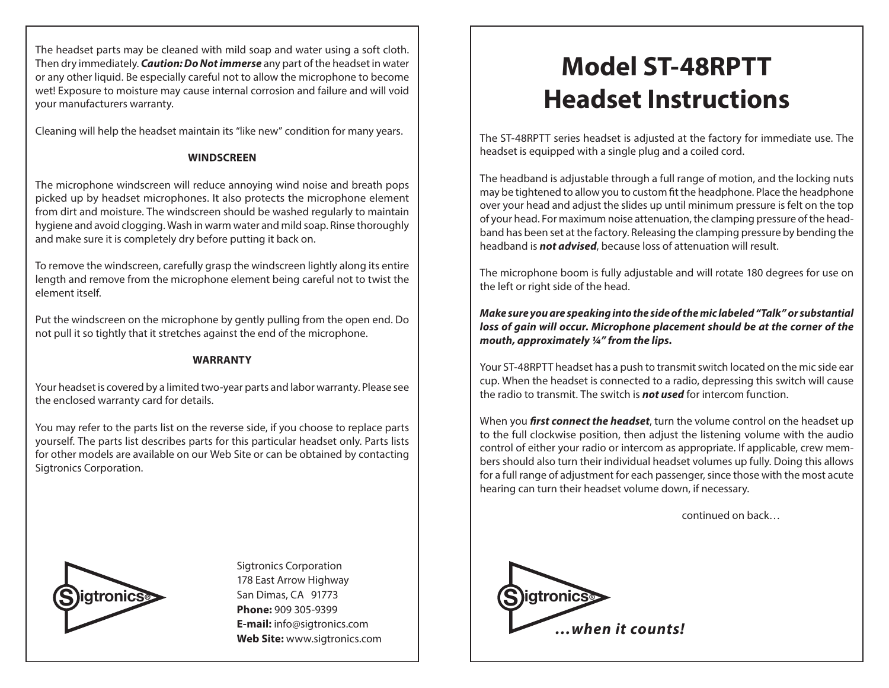The headset parts may be cleaned with mild soap and water using a soft cloth. Then dry immediately. ***Caution: Do Not immerse*** any part of the headset in water or any other liquid. Be especially careful not to allow the microphone to become wet! Exposure to moisture may cause internal corrosion and failure and will void your manufacturers warranty.

Cleaning will help the headset maintain its "like new" condition for many years.

**WINDSCREEN**

The microphone windscreen will reduce annoying wind noise and breath pops picked up by headset microphones. It also protects the microphone element from dirt and moisture. The windscreen should be washed regularly to maintain hygiene and avoid clogging. Wash in warm water and mild soap. Rinse thoroughly and make sure it is completely dry before putting it back on.

To remove the windscreen, carefully grasp the windscreen lightly along its entire length and remove from the microphone element being careful not to twist the element itself.

Put the windscreen on the microphone by gently pulling from the open end. Do not pull it so tightly that it stretches against the end of the microphone.

**WARRANTY**

Your headset is covered by a limited two-year parts and labor warranty. Please see the enclosed warranty card for details.

You may refer to the parts list on the reverse side, if you choose to replace parts yourself. The parts list describes parts for this particular headset only. Parts lists for other models are available on our Web Site or can be obtained by contacting Sigtronics Corporation.

Sigtronics®

Sigtronics Corporation
178 East Arrow Highway
San Dimas, CA 91773
**Phone:** 909 305-9399
**E-mail:** info@sigtronics.com
**Web Site:** www.sigtronics.com

# Model ST-48RPTT Headset Instructions

The ST-48RPTT series headset is adjusted at the factory for immediate use. The headset is equipped with a single plug and a coiled cord.

The headband is adjustable through a full range of motion, and the locking nuts may be tightened to allow you to custom fit the headphone. Place the headphone over your head and adjust the slides up until minimum pressure is felt on the top of your head. For maximum noise attenuation, the clamping pressure of the headband has been set at the factory. Releasing the clamping pressure by bending the headband is ***not advised***, because loss of attenuation will result.

The microphone boom is fully adjustable and will rotate 180 degrees for use on the left or right side of the head.

***Make sure you are speaking into the side of the mic labeled "Talk" or substantial loss of gain will occur. Microphone placement should be at the corner of the mouth, approximately ¼" from the lips.***

Your ST-48RPTT headset has a push to transmit switch located on the mic side ear cup. When the headset is connected to a radio, depressing this switch will cause the radio to transmit. The switch is ***not used*** for intercom function.

When you ***first connect the headset***, turn the volume control on the headset up to the full clockwise position, then adjust the listening volume with the audio control of either your radio or intercom as appropriate. If applicable, crew members should also turn their individual headset volumes up fully. Doing this allows for a full range of adjustment for each passenger, since those with the most acute hearing can turn their headset volume down, if necessary.

continued on back…

Sigtronics®

***…when it counts!***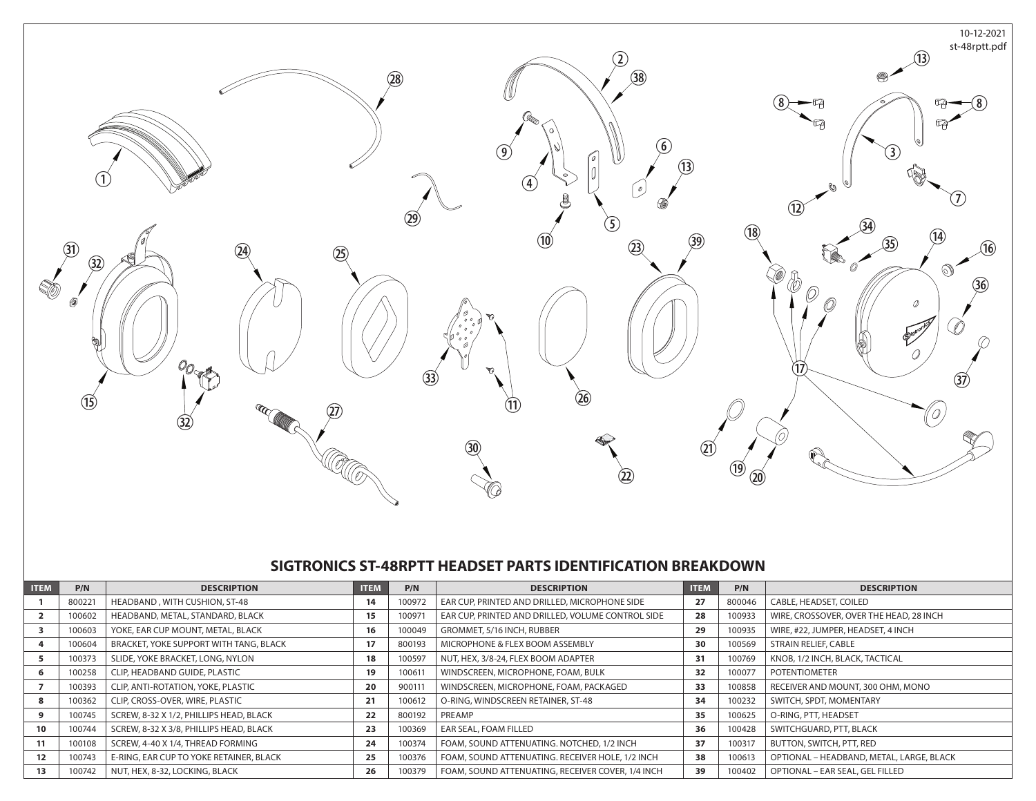10-12-2021
st-48rptt.pdf

## SIGTRONICS ST-48RPTT HEADSET PARTS IDENTIFICATION BREAKDOWN

| ITEM | P/N | DESCRIPTION | ITEM | P/N | DESCRIPTION | ITEM | P/N | DESCRIPTION |
|---|---|---|---|---|---|---|---|---|
| 1 | 800221 | HEADBAND , WITH CUSHION, ST-48 | 14 | 100972 | EAR CUP, PRINTED AND DRILLED, MICROPHONE SIDE | 27 | 800046 | CABLE, HEADSET, COILED |
| 2 | 100602 | HEADBAND, METAL, STANDARD, BLACK | 15 | 100971 | EAR CUP, PRINTED AND DRILLED, VOLUME CONTROL SIDE | 28 | 100933 | WIRE, CROSSOVER, OVER THE HEAD, 28 INCH |
| 3 | 100603 | YOKE, EAR CUP MOUNT, METAL, BLACK | 16 | 100049 | GROMMET, 5/16 INCH, RUBBER | 29 | 100935 | WIRE, #22, JUMPER, HEADSET, 4 INCH |
| 4 | 100604 | BRACKET, YOKE SUPPORT WITH TANG, BLACK | 17 | 800193 | MICROPHONE & FLEX BOOM ASSEMBLY | 30 | 100569 | STRAIN RELIEF, CABLE |
| 5 | 100373 | SLIDE, YOKE BRACKET, LONG, NYLON | 18 | 100597 | NUT, HEX, 3/8-24, FLEX BOOM ADAPTER | 31 | 100769 | KNOB, 1/2 INCH, BLACK, TACTICAL |
| 6 | 100258 | CLIP, HEADBAND GUIDE, PLASTIC | 19 | 100611 | WINDSCREEN, MICROPHONE, FOAM, BULK | 32 | 100077 | POTENTIOMETER |
| 7 | 100393 | CLIP, ANTI-ROTATION, YOKE, PLASTIC | 20 | 900111 | WINDSCREEN, MICROPHONE, FOAM, PACKAGED | 33 | 100858 | RECEIVER AND MOUNT, 300 OHM, MONO |
| 8 | 100362 | CLIP, CROSS-OVER, WIRE, PLASTIC | 21 | 100612 | O-RING, WINDSCREEN RETAINER, ST-48 | 34 | 100232 | SWITCH, SPDT, MOMENTARY |
| 9 | 100745 | SCREW, 8-32 X 1/2, PHILLIPS HEAD, BLACK | 22 | 800192 | PREAMP | 35 | 100625 | O-RING, PTT, HEADSET |
| 10 | 100744 | SCREW, 8-32 X 3/8, PHILLIPS HEAD, BLACK | 23 | 100369 | EAR SEAL, FOAM FILLED | 36 | 100428 | SWITCHGUARD, PTT, BLACK |
| 11 | 100108 | SCREW, 4-40 X 1/4, THREAD FORMING | 24 | 100374 | FOAM, SOUND ATTENUATING. NOTCHED, 1/2 INCH | 37 | 100317 | BUTTON, SWITCH, PTT, RED |
| 12 | 100743 | E-RING, EAR CUP TO YOKE RETAINER, BLACK | 25 | 100376 | FOAM, SOUND ATTENUATING. RECEIVER HOLE, 1/2 INCH | 38 | 100613 | OPTIONAL – HEADBAND, METAL, LARGE, BLACK |
| 13 | 100742 | NUT, HEX, 8-32, LOCKING, BLACK | 26 | 100379 | FOAM, SOUND ATTENUATING, RECEIVER COVER, 1/4 INCH | 39 | 100402 | OPTIONAL – EAR SEAL, GEL FILLED |